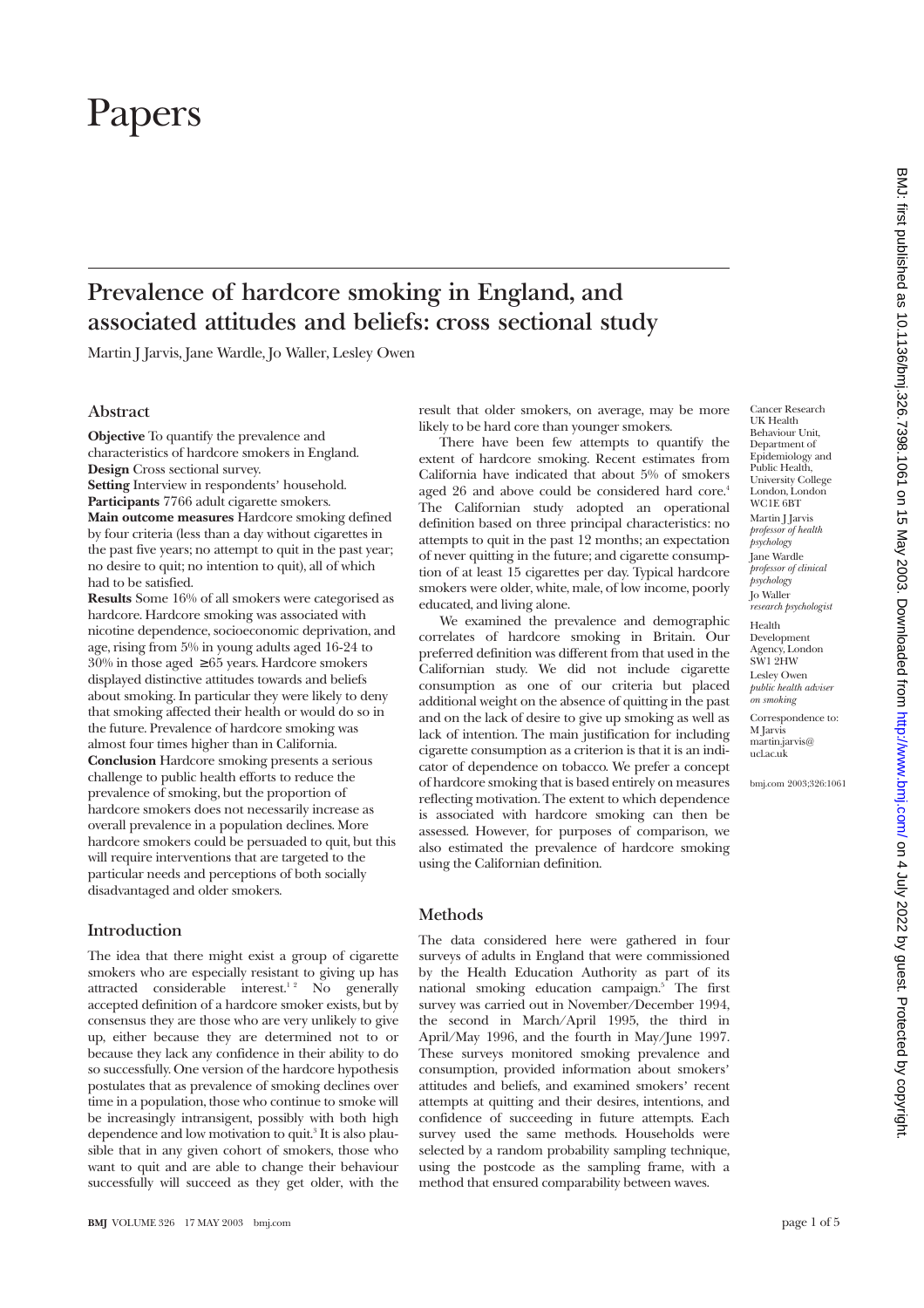# Papers

## Prevalence of hardcore smoking in England, and associated attitudes and beliefs: cross sectional study

Martin J Jarvis, Jane Wardle, Jo Waller, Lesley Owen

### Abstract

**Objective** To quantify the prevalence and characteristics of hardcore smokers in England.
**Design** Cross sectional survey.
**Setting** Interview in respondents' household.
**Participants** 7766 adult cigarette smokers.
**Main outcome measures** Hardcore smoking defined by four criteria (less than a day without cigarettes in the past five years; no attempt to quit in the past year; no desire to quit; no intention to quit), all of which had to be satisfied.
**Results** Some 16% of all smokers were categorised as hardcore. Hardcore smoking was associated with nicotine dependence, socioeconomic deprivation, and age, rising from 5% in young adults aged 16-24 to 30% in those aged ≥65 years. Hardcore smokers displayed distinctive attitudes towards and beliefs about smoking. In particular they were likely to deny that smoking affected their health or would do so in the future. Prevalence of hardcore smoking was almost four times higher than in California.
**Conclusion** Hardcore smoking presents a serious challenge to public health efforts to reduce the prevalence of smoking, but the proportion of hardcore smokers does not necessarily increase as overall prevalence in a population declines. More hardcore smokers could be persuaded to quit, but this will require interventions that are targeted to the particular needs and perceptions of both socially disadvantaged and older smokers.

### Introduction

The idea that there might exist a group of cigarette smokers who are especially resistant to giving up has attracted considerable interest.[1 2] No generally accepted definition of a hardcore smoker exists, but by consensus they are those who are very unlikely to give up, either because they are determined not to or because they lack any confidence in their ability to do so successfully. One version of the hardcore hypothesis postulates that as prevalence of smoking declines over time in a population, those who continue to smoke will be increasingly intransigent, possibly with both high dependence and low motivation to quit.[3] It is also plausible that in any given cohort of smokers, those who want to quit and are able to change their behaviour successfully will succeed as they get older, with the result that older smokers, on average, may be more likely to be hard core than younger smokers.

There have been few attempts to quantify the extent of hardcore smoking. Recent estimates from California have indicated that about 5% of smokers aged 26 and above could be considered hard core.[4] The Californian study adopted an operational definition based on three principal characteristics: no attempts to quit in the past 12 months; an expectation of never quitting in the future; and cigarette consumption of at least 15 cigarettes per day. Typical hardcore smokers were older, white, male, of low income, poorly educated, and living alone.

We examined the prevalence and demographic correlates of hardcore smoking in Britain. Our preferred definition was different from that used in the Californian study. We did not include cigarette consumption as one of our criteria but placed additional weight on the absence of quitting in the past and on the lack of desire to give up smoking as well as lack of intention. The main justification for including cigarette consumption as a criterion is that it is an indicator of dependence on tobacco. We prefer a concept of hardcore smoking that is based entirely on measures reflecting motivation. The extent to which dependence is associated with hardcore smoking can then be assessed. However, for purposes of comparison, we also estimated the prevalence of hardcore smoking using the Californian definition.

### Methods

The data considered here were gathered in four surveys of adults in England that were commissioned by the Health Education Authority as part of its national smoking education campaign.[5] The first survey was carried out in November/December 1994, the second in March/April 1995, the third in April/May 1996, and the fourth in May/June 1997. These surveys monitored smoking prevalence and consumption, provided information about smokers' attitudes and beliefs, and examined smokers' recent attempts at quitting and their desires, intentions, and confidence of succeeding in future attempts. Each survey used the same methods. Households were selected by a random probability sampling technique, using the postcode as the sampling frame, with a method that ensured comparability between waves.

Cancer Research UK Health Behaviour Unit, Department of Epidemiology and Public Health, University College London, London WC1E 6BT
Martin J Jarvis *professor of health psychology*
Jane Wardle *professor of clinical psychology*
Jo Waller *research psychologist*

Health Development Agency, London SW1 2HW
Lesley Owen *public health adviser on smoking*

Correspondence to: M Jarvis martin.jarvis@ucl.ac.uk

bmj.com 2003;326:1061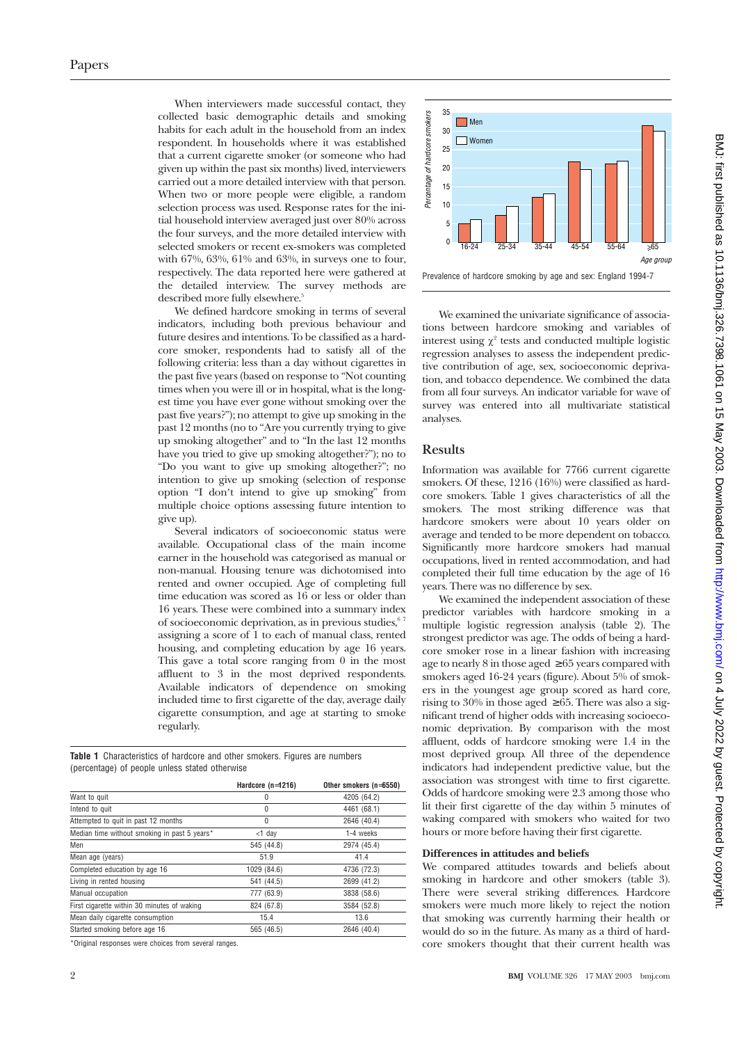When interviewers made successful contact, they collected basic demographic details and smoking habits for each adult in the household from an index respondent. In households where it was established that a current cigarette smoker (or someone who had given up within the past six months) lived, interviewers carried out a more detailed interview with that person. When two or more people were eligible, a random selection process was used. Response rates for the initial household interview averaged just over 80% across the four surveys, and the more detailed interview with selected smokers or recent ex-smokers was completed with 67%, 63%, 61% and 63%, in surveys one to four, respectively. The data reported here were gathered at the detailed interview. The survey methods are described more fully elsewhere.[5]

We defined hardcore smoking in terms of several indicators, including both previous behaviour and future desires and intentions. To be classified as a hardcore smoker, respondents had to satisfy all of the following criteria: less than a day without cigarettes in the past five years (based on response to "Not counting times when you were ill or in hospital, what is the longest time you have ever gone without smoking over the past five years?"); no attempt to give up smoking in the past 12 months (no to "Are you currently trying to give up smoking altogether" and to "In the last 12 months have you tried to give up smoking altogether?"); no to "Do you want to give up smoking altogether?"; no intention to give up smoking (selection of response option "I don't intend to give up smoking" from multiple choice options assessing future intention to give up).

Several indicators of socioeconomic status were available. Occupational class of the main income earner in the household was categorised as manual or non-manual. Housing tenure was dichotomised into rented and owner occupied. Age of completing full time education was scored as 16 or less or older than 16 years. These were combined into a summary index of socioeconomic deprivation, as in previous studies,[6 7] assigning a score of 1 to each of manual class, rented housing, and completing education by age 16 years. This gave a total score ranging from 0 in the most affluent to 3 in the most deprived respondents. Available indicators of dependence on smoking included time to first cigarette of the day, average daily cigarette consumption, and age at starting to smoke regularly.

**Table 1** Characteristics of hardcore and other smokers. Figures are numbers (percentage) of people unless stated otherwise

| | Hardcore (n=1216) | Other smokers (n=6550) |
|---|---|---|
| Want to quit | 0 | 4205 (64.2) |
| Intend to quit | 0 | 4461 (68.1) |
| Attempted to quit in past 12 months | 0 | 2646 (40.4) |
| Median time without smoking in past 5 years* | <1 day | 1-4 weeks |
| Men | 545 (44.8) | 2974 (45.4) |
| Mean age (years) | 51.9 | 41.4 |
| Completed education by age 16 | 1029 (84.6) | 4736 (72.3) |
| Living in rented housing | 541 (44.5) | 2699 (41.2) |
| Manual occupation | 777 (63.9) | 3838 (58.6) |
| First cigarette within 30 minutes of waking | 824 (67.8) | 3584 (52.8) |
| Mean daily cigarette consumption | 15.4 | 13.6 |
| Started smoking before age 16 | 565 (46.5) | 2646 (40.4) |

*Original responses were choices from several ranges.

Prevalence of hardcore smoking by age and sex: England 1994-7

We examined the univariate significance of associations between hardcore smoking and variables of interest using $\chi^2$ tests and conducted multiple logistic regression analyses to assess the independent predictive contribution of age, sex, socioeconomic deprivation, and tobacco dependence. We combined the data from all four surveys. An indicator variable for wave of survey was entered into all multivariate statistical analyses.

## Results

Information was available for 7766 current cigarette smokers. Of these, 1216 (16%) were classified as hardcore smokers. Table 1 gives characteristics of all the smokers. The most striking difference was that hardcore smokers were about 10 years older on average and tended to be more dependent on tobacco. Significantly more hardcore smokers had manual occupations, lived in rented accommodation, and had completed their full time education by the age of 16 years. There was no difference by sex.

We examined the independent association of these predictor variables with hardcore smoking in a multiple logistic regression analysis (table 2). The strongest predictor was age. The odds of being a hardcore smoker rose in a linear fashion with increasing age to nearly 8 in those aged ≥65 years compared with smokers aged 16-24 years (figure). About 5% of smokers in the youngest age group scored as hard core, rising to 30% in those aged ≥65. There was also a significant trend of higher odds with increasing socioeconomic deprivation. By comparison with the most affluent, odds of hardcore smoking were 1.4 in the most deprived group. All three of the dependence indicators had independent predictive value, but the association was strongest with time to first cigarette. Odds of hardcore smoking were 2.3 among those who lit their first cigarette of the day within 5 minutes of waking compared with smokers who waited for two hours or more before having their first cigarette.

### Differences in attitudes and beliefs

We compared attitudes towards and beliefs about smoking in hardcore and other smokers (table 3). There were several striking differences. Hardcore smokers were much more likely to reject the notion that smoking was currently harming their health or would do so in the future. As many as a third of hardcore smokers thought that their current health was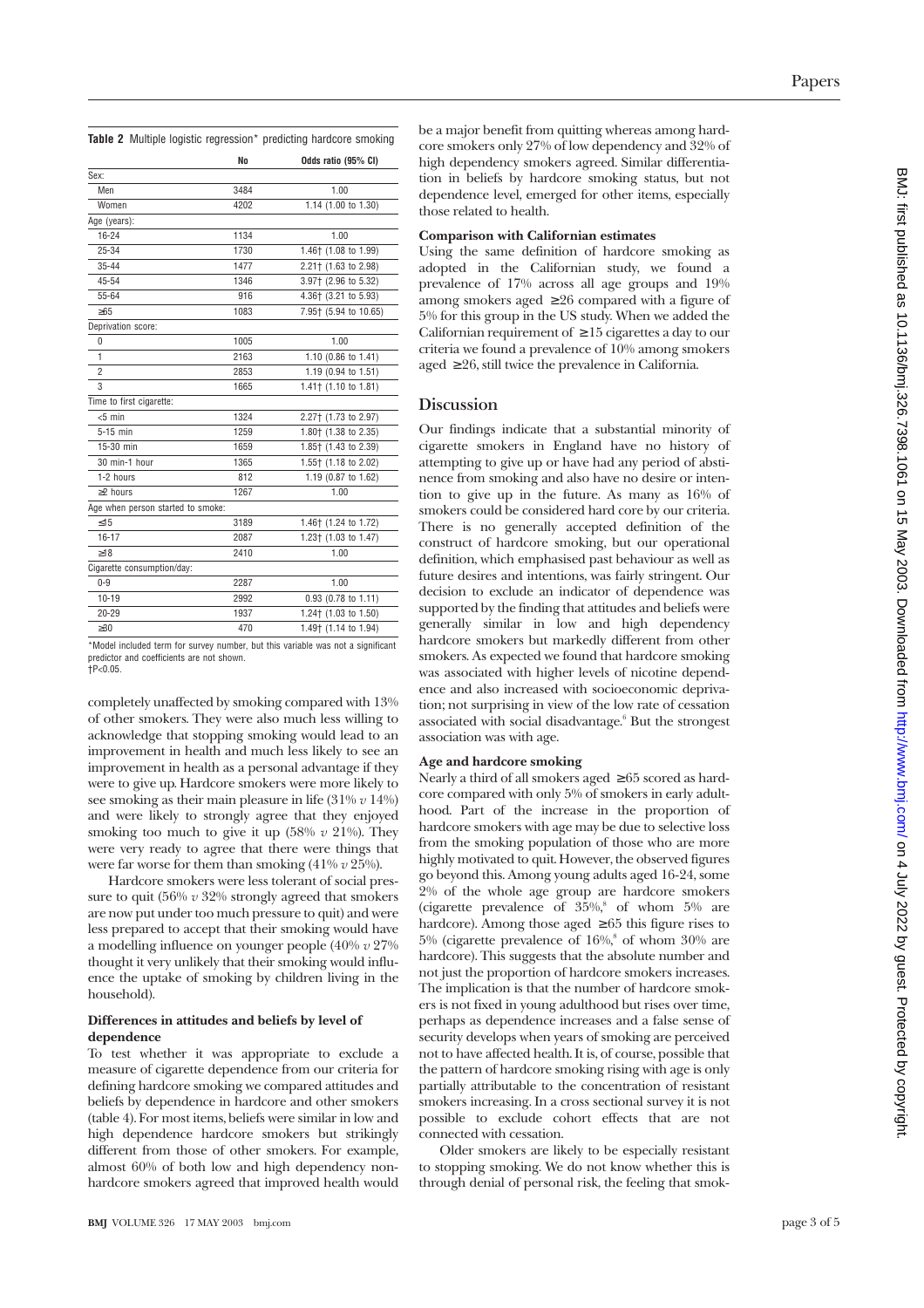**Table 2** Multiple logistic regression* predicting hardcore smoking

| | No | Odds ratio (95% CI) |
|---|---|---|
| Sex: | | |
| Men | 3484 | 1.00 |
| Women | 4202 | 1.14 (1.00 to 1.30) |
| Age (years): | | |
| 16-24 | 1134 | 1.00 |
| 25-34 | 1730 | 1.46† (1.08 to 1.99) |
| 35-44 | 1477 | 2.21† (1.63 to 2.98) |
| 45-54 | 1346 | 3.97† (2.96 to 5.32) |
| 55-64 | 916 | 4.36† (3.21 to 5.93) |
| ≥65 | 1083 | 7.95† (5.94 to 10.65) |
| Deprivation score: | | |
| 0 | 1005 | 1.00 |
| 1 | 2163 | 1.10 (0.86 to 1.41) |
| 2 | 2853 | 1.19 (0.94 to 1.51) |
| 3 | 1665 | 1.41† (1.10 to 1.81) |
| Time to first cigarette: | | |
| <5 min | 1324 | 2.27† (1.73 to 2.97) |
| 5-15 min | 1259 | 1.80† (1.38 to 2.35) |
| 15-30 min | 1659 | 1.85† (1.43 to 2.39) |
| 30 min-1 hour | 1365 | 1.55† (1.18 to 2.02) |
| 1-2 hours | 812 | 1.19 (0.87 to 1.62) |
| ≥2 hours | 1267 | 1.00 |
| Age when person started to smoke: | | |
| ≤15 | 3189 | 1.46† (1.24 to 1.72) |
| 16-17 | 2087 | 1.23† (1.03 to 1.47) |
| ≥18 | 2410 | 1.00 |
| Cigarette consumption/day: | | |
| 0-9 | 2287 | 1.00 |
| 10-19 | 2992 | 0.93 (0.78 to 1.11) |
| 20-29 | 1937 | 1.24† (1.03 to 1.50) |
| ≥30 | 470 | 1.49† (1.14 to 1.94) |

*Model included term for survey number, but this variable was not a significant predictor and coefficients are not shown.
†P<0.05.

completely unaffected by smoking compared with 13% of other smokers. They were also much less willing to acknowledge that stopping smoking would lead to an improvement in health and much less likely to see an improvement in health as a personal advantage if they were to give up. Hardcore smokers were more likely to see smoking as their main pleasure in life (31% *v* 14%) and were likely to strongly agree that they enjoyed smoking too much to give it up (58% *v* 21%). They were very ready to agree that there were things that were far worse for them than smoking (41% *v* 25%).

Hardcore smokers were less tolerant of social pressure to quit (56% *v* 32% strongly agreed that smokers are now put under too much pressure to quit) and were less prepared to accept that their smoking would have a modelling influence on younger people (40% *v* 27% thought it very unlikely that their smoking would influence the uptake of smoking by children living in the household).

### Differences in attitudes and beliefs by level of dependence

To test whether it was appropriate to exclude a measure of cigarette dependence from our criteria for defining hardcore smoking we compared attitudes and beliefs by dependence in hardcore and other smokers (table 4). For most items, beliefs were similar in low and high dependence hardcore smokers but strikingly different from those of other smokers. For example, almost 60% of both low and high dependency non-hardcore smokers agreed that improved health would be a major benefit from quitting whereas among hardcore smokers only 27% of low dependency and 32% of high dependency smokers agreed. Similar differentiation in beliefs by hardcore smoking status, but not dependence level, emerged for other items, especially those related to health.

### Comparison with Californian estimates

Using the same definition of hardcore smoking as adopted in the Californian study, we found a prevalence of 17% across all age groups and 19% among smokers aged ≥26 compared with a figure of 5% for this group in the US study. When we added the Californian requirement of ≥15 cigarettes a day to our criteria we found a prevalence of 10% among smokers aged ≥26, still twice the prevalence in California.

## Discussion

Our findings indicate that a substantial minority of cigarette smokers in England have no history of attempting to give up or have had any period of abstinence from smoking and also have no desire or intention to give up in the future. As many as 16% of smokers could be considered hard core by our criteria. There is no generally accepted definition of the construct of hardcore smoking, but our operational definition, which emphasised past behaviour as well as future desires and intentions, was fairly stringent. Our decision to exclude an indicator of dependence was supported by the finding that attitudes and beliefs were generally similar in low and high dependency hardcore smokers but markedly different from other smokers. As expected we found that hardcore smoking was associated with higher levels of nicotine dependence and also increased with socioeconomic deprivation; not surprising in view of the low rate of cessation associated with social disadvantage.[6] But the strongest association was with age.

### Age and hardcore smoking

Nearly a third of all smokers aged ≥65 scored as hardcore compared with only 5% of smokers in early adulthood. Part of the increase in the proportion of hardcore smokers with age may be due to selective loss from the smoking population of those who are more highly motivated to quit. However, the observed figures go beyond this. Among young adults aged 16-24, some 2% of the whole age group are hardcore smokers (cigarette prevalence of 35%,[8] of whom 5% are hardcore). Among those aged ≥65 this figure rises to 5% (cigarette prevalence of 16%,[8] of whom 30% are hardcore). This suggests that the absolute number and not just the proportion of hardcore smokers increases. The implication is that the number of hardcore smokers is not fixed in young adulthood but rises over time, perhaps as dependence increases and a false sense of security develops when years of smoking are perceived not to have affected health. It is, of course, possible that the pattern of hardcore smoking rising with age is only partially attributable to the concentration of resistant smokers increasing. In a cross sectional survey it is not possible to exclude cohort effects that are not connected with cessation.

Older smokers are likely to be especially resistant to stopping smoking. We do not know whether this is through denial of personal risk, the feeling that smok-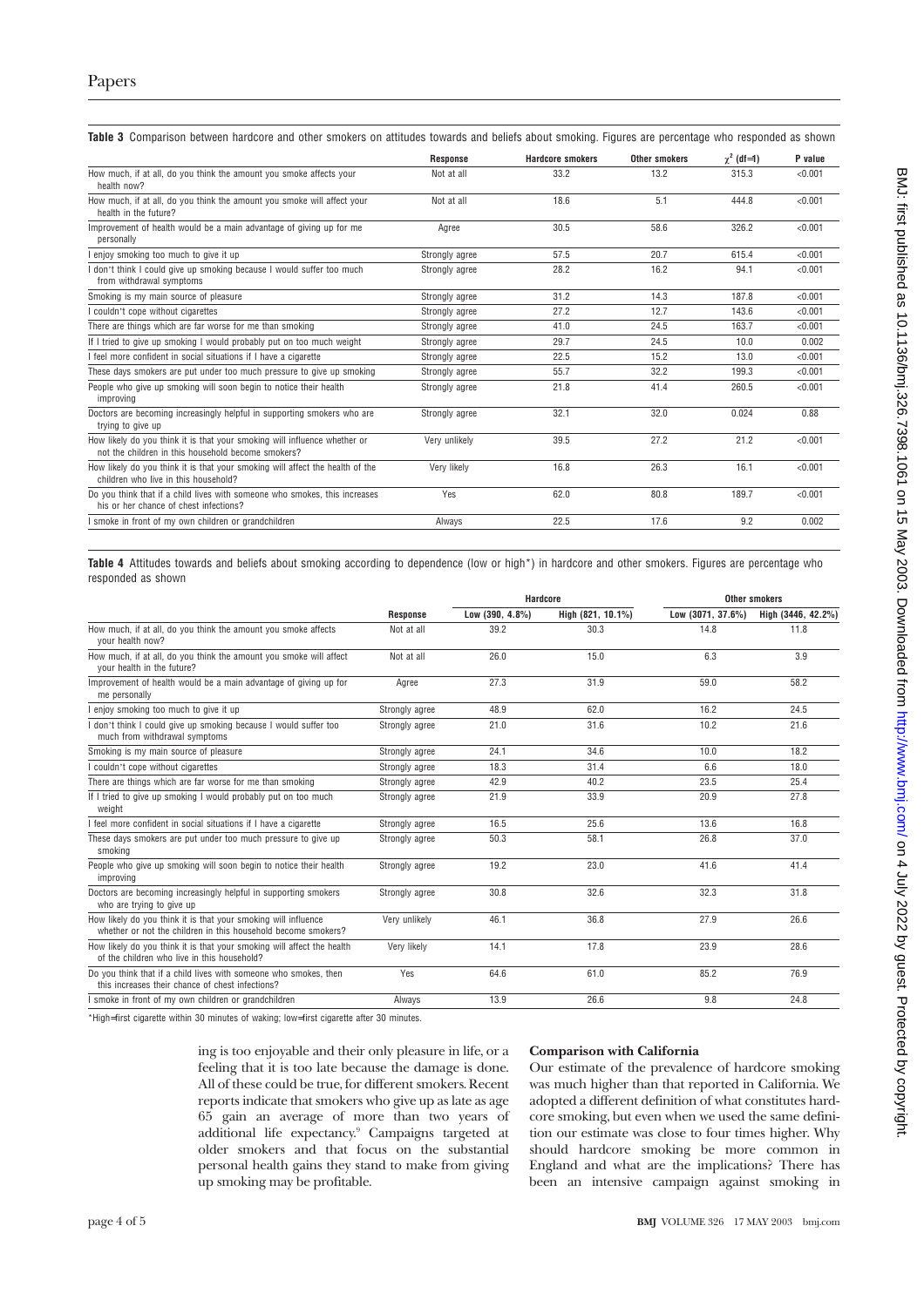**Table 3** Comparison between hardcore and other smokers on attitudes towards and beliefs about smoking. Figures are percentage who responded as shown

| | Response | Hardcore smokers | Other smokers | $\chi^2$ (df=1) | P value |
|---|---|---|---|---|---|
| How much, if at all, do you think the amount you smoke affects your health now? | Not at all | 33.2 | 13.2 | 315.3 | <0.001 |
| How much, if at all, do you think the amount you smoke will affect your health in the future? | Not at all | 18.6 | 5.1 | 444.8 | <0.001 |
| Improvement of health would be a main advantage of giving up for me personally | Agree | 30.5 | 58.6 | 326.2 | <0.001 |
| I enjoy smoking too much to give it up | Strongly agree | 57.5 | 20.7 | 615.4 | <0.001 |
| I don't think I could give up smoking because I would suffer too much from withdrawal symptoms | Strongly agree | 28.2 | 16.2 | 94.1 | <0.001 |
| Smoking is my main source of pleasure | Strongly agree | 31.2 | 14.3 | 187.8 | <0.001 |
| I couldn't cope without cigarettes | Strongly agree | 27.2 | 12.7 | 143.6 | <0.001 |
| There are things which are far worse for me than smoking | Strongly agree | 41.0 | 24.5 | 163.7 | <0.001 |
| If I tried to give up smoking I would probably put on too much weight | Strongly agree | 29.7 | 24.5 | 10.0 | 0.002 |
| I feel more confident in social situations if I have a cigarette | Strongly agree | 22.5 | 15.2 | 13.0 | <0.001 |
| These days smokers are put under too much pressure to give up smoking | Strongly agree | 55.7 | 32.2 | 199.3 | <0.001 |
| People who give up smoking will soon begin to notice their health improving | Strongly agree | 21.8 | 41.4 | 260.5 | <0.001 |
| Doctors are becoming increasingly helpful in supporting smokers who are trying to give up | Strongly agree | 32.1 | 32.0 | 0.024 | 0.88 |
| How likely do you think it is that your smoking will influence whether or not the children in this household become smokers? | Very unlikely | 39.5 | 27.2 | 21.2 | <0.001 |
| How likely do you think it is that your smoking will affect the health of the children who live in this household? | Very likely | 16.8 | 26.3 | 16.1 | <0.001 |
| Do you think that if a child lives with someone who smokes, this increases his or her chance of chest infections? | Yes | 62.0 | 80.8 | 189.7 | <0.001 |
| I smoke in front of my own children or grandchildren | Always | 22.5 | 17.6 | 9.2 | 0.002 |

**Table 4** Attitudes towards and beliefs about smoking according to dependence (low or high*) in hardcore and other smokers. Figures are percentage who responded as shown

| | | Hardcore | | Other smokers | |
|---|---|---|---|---|---|
| | Response | Low (390, 4.8%) | High (821, 10.1%) | Low (3071, 37.6%) | High (3446, 42.2%) |
| How much, if at all, do you think the amount you smoke affects your health now? | Not at all | 39.2 | 30.3 | 14.8 | 11.8 |
| How much, if at all, do you think the amount you smoke will affect your health in the future? | Not at all | 26.0 | 15.0 | 6.3 | 3.9 |
| Improvement of health would be a main advantage of giving up for me personally | Agree | 27.3 | 31.9 | 59.0 | 58.2 |
| I enjoy smoking too much to give it up | Strongly agree | 48.9 | 62.0 | 16.2 | 24.5 |
| I don't think I could give up smoking because I would suffer too much from withdrawal symptoms | Strongly agree | 21.0 | 31.6 | 10.2 | 21.6 |
| Smoking is my main source of pleasure | Strongly agree | 24.1 | 34.6 | 10.0 | 18.2 |
| I couldn't cope without cigarettes | Strongly agree | 18.3 | 31.4 | 6.6 | 18.0 |
| There are things which are far worse for me than smoking | Strongly agree | 42.9 | 40.2 | 23.5 | 25.4 |
| If I tried to give up smoking I would probably put on too much weight | Strongly agree | 21.9 | 33.9 | 20.9 | 27.8 |
| I feel more confident in social situations if I have a cigarette | Strongly agree | 16.5 | 25.6 | 13.6 | 16.8 |
| These days smokers are put under too much pressure to give up smoking | Strongly agree | 50.3 | 58.1 | 26.8 | 37.0 |
| People who give up smoking will soon begin to notice their health improving | Strongly agree | 19.2 | 23.0 | 41.6 | 41.4 |
| Doctors are becoming increasingly helpful in supporting smokers who are trying to give up | Strongly agree | 30.8 | 32.6 | 32.3 | 31.8 |
| How likely do you think it is that your smoking will influence whether or not the children in this household become smokers? | Very unlikely | 46.1 | 36.8 | 27.9 | 26.6 |
| How likely do you think it is that your smoking will affect the health of the children who live in this household? | Very likely | 14.1 | 17.8 | 23.9 | 28.6 |
| Do you think that if a child lives with someone who smokes, then this increases their chance of chest infections? | Yes | 64.6 | 61.0 | 85.2 | 76.9 |
| I smoke in front of my own children or grandchildren | Always | 13.9 | 26.6 | 9.8 | 24.8 |

*High=first cigarette within 30 minutes of waking; low=first cigarette after 30 minutes.

ing is too enjoyable and their only pleasure in life, or a feeling that it is too late because the damage is done. All of these could be true, for different smokers. Recent reports indicate that smokers who give up as late as age 65 gain an average of more than two years of additional life expectancy.[9] Campaigns targeted at older smokers and that focus on the substantial personal health gains they stand to make from giving up smoking may be profitable.

### Comparison with California

Our estimate of the prevalence of hardcore smoking was much higher than that reported in California. We adopted a different definition of what constitutes hardcore smoking, but even when we used the same definition our estimate was close to four times higher. Why should hardcore smoking be more common in England and what are the implications? There has been an intensive campaign against smoking in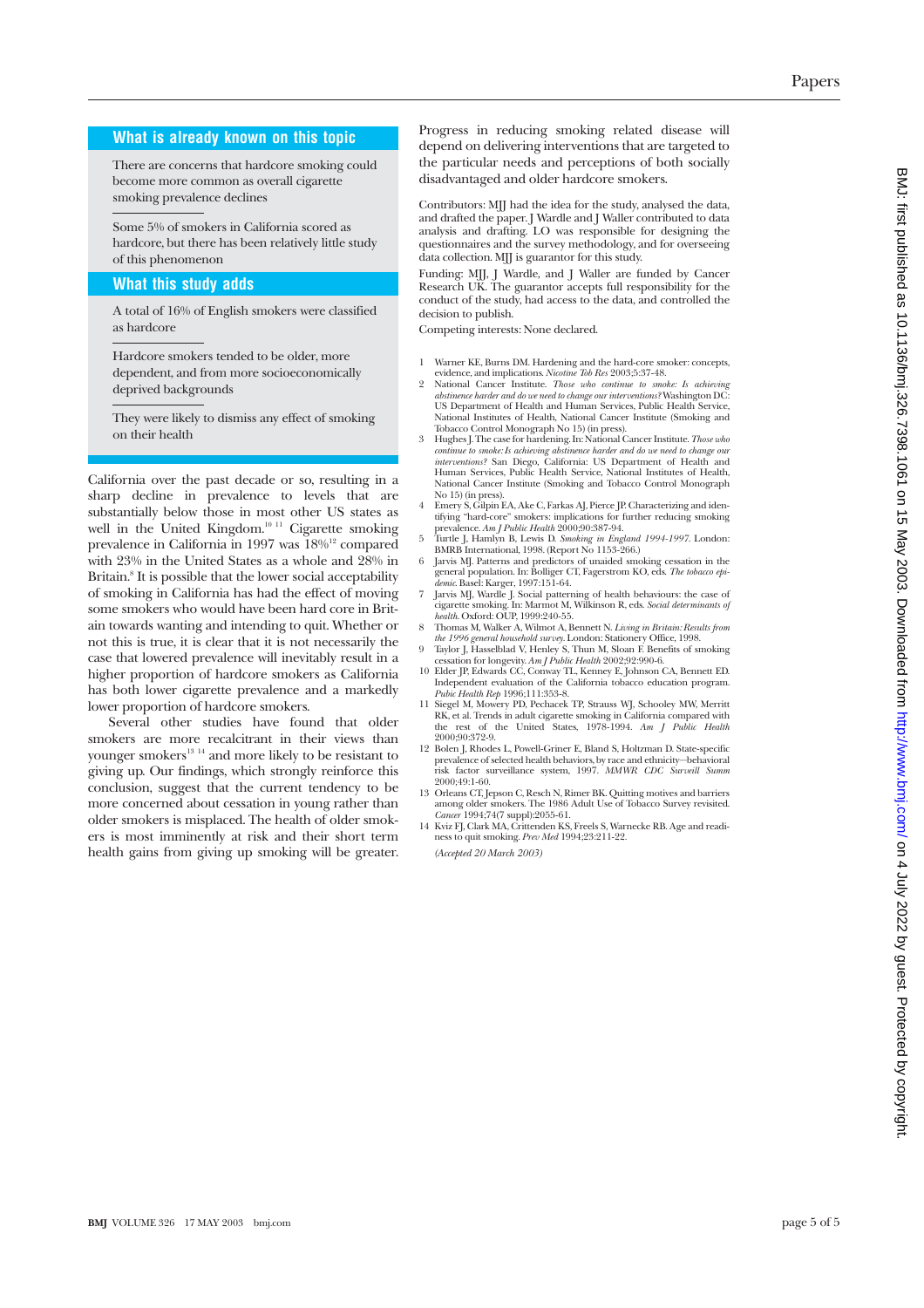## What is already known on this topic

There are concerns that hardcore smoking could become more common as overall cigarette smoking prevalence declines

Some 5% of smokers in California scored as hardcore, but there has been relatively little study of this phenomenon

## What this study adds

A total of 16% of English smokers were classified as hardcore

Hardcore smokers tended to be older, more dependent, and from more socioeconomically deprived backgrounds

They were likely to dismiss any effect of smoking on their health

California over the past decade or so, resulting in a sharp decline in prevalence to levels that are substantially below those in most other US states as well in the United Kingdom.[10 11] Cigarette smoking prevalence in California in 1997 was 18%[12] compared with 23% in the United States as a whole and 28% in Britain.[8] It is possible that the lower social acceptability of smoking in California has had the effect of moving some smokers who would have been hard core in Britain towards wanting and intending to quit. Whether or not this is true, it is clear that it is not necessarily the case that lowered prevalence will inevitably result in a higher proportion of hardcore smokers as California has both lower cigarette prevalence and a markedly lower proportion of hardcore smokers.

Several other studies have found that older smokers are more recalcitrant in their views than younger smokers[13 14] and more likely to be resistant to giving up. Our findings, which strongly reinforce this conclusion, suggest that the current tendency to be more concerned about cessation in young rather than older smokers is misplaced. The health of older smokers is most imminently at risk and their short term health gains from giving up smoking will be greater. Progress in reducing smoking related disease will depend on delivering interventions that are targeted to the particular needs and perceptions of both socially disadvantaged and older hardcore smokers.

Contributors: MJJ had the idea for the study, analysed the data, and drafted the paper. J Wardle and J Waller contributed to data analysis and drafting. LO was responsible for designing the questionnaires and the survey methodology, and for overseeing data collection. MJJ is guarantor for this study.

Funding: MJJ, J Wardle, and J Waller are funded by Cancer Research UK. The guarantor accepts full responsibility for the conduct of the study, had access to the data, and controlled the decision to publish.

Competing interests: None declared.

1. Warner KE, Burns DM. Hardening and the hard-core smoker: concepts, evidence, and implications. *Nicotine Tob Res* 2003;5:37-48.
2. National Cancer Institute. *Those who continue to smoke: Is achieving abstinence harder and do we need to change our interventions?* Washington DC: US Department of Health and Human Services, Public Health Service, National Institutes of Health, National Cancer Institute (Smoking and Tobacco Control Monograph No 15) (in press).
3. Hughes J. The case for hardening. In: National Cancer Institute. *Those who continue to smoke: Is achieving abstinence harder and do we need to change our interventions?* San Diego, California: US Department of Health and Human Services, Public Health Service, National Institutes of Health, National Cancer Institute (Smoking and Tobacco Control Monograph No 15) (in press).
4. Emery S, Gilpin EA, Ake C, Farkas AJ, Pierce JP. Characterizing and identifying "hard-core" smokers: implications for further reducing smoking prevalence. *Am J Public Health* 2000;90:387-94.
5. Turtle J, Hamlyn B, Lewis D. *Smoking in England 1994-1997.* London: BMRB International, 1998. (Report No 1153-266.)
6. Jarvis MJ. Patterns and predictors of unaided smoking cessation in the general population. In: Bolliger CT, Fagerstrom KO, eds. *The tobacco epidemic.* Basel: Karger, 1997:151-64.
7. Jarvis MJ, Wardle J. Social patterning of health behaviours: the case of cigarette smoking. In: Marmot M, Wilkinson R, eds. *Social determinants of health.* Oxford: OUP, 1999:240-55.
8. Thomas M, Walker A, Wilmot A, Bennett N. *Living in Britain: Results from the 1996 general household survey.* London: Stationery Office, 1998.
9. Taylor J, Hasselblad V, Henley S, Thun M, Sloan F. Benefits of smoking cessation for longevity. *Am J Public Health* 2002;92:990-6.
10. Elder JP, Edwards CC, Conway TL, Kenney E, Johnson CA, Bennett ED. Independent evaluation of the California tobacco education program. *Pubic Health Rep* 1996;111:353-8.
11. Siegel M, Mowery PD, Pechacek TP, Strauss WJ, Schooley MW, Merritt RK, et al. Trends in adult cigarette smoking in California compared with the rest of the United States, 1978-1994. *Am J Public Health* 2000;90:372-9.
12. Bolen J, Rhodes L, Powell-Griner E, Bland S, Holtzman D. State-specific prevalence of selected health behaviors, by race and ethnicity—behavioral risk factor surveillance system, 1997. *MMWR CDC Surveill Summ* 2000;49:1-60.
13. Orleans CT, Jepson C, Resch N, Rimer BK. Quitting motives and barriers among older smokers. The 1986 Adult Use of Tobacco Survey revisited. *Cancer* 1994;74(7 suppl):2055-61.
14. Kviz FJ, Clark MA, Crittenden KS, Freels S, Warnecke RB. Age and readiness to quit smoking. *Prev Med* 1994;23:211-22.

*(Accepted 20 March 2003)*